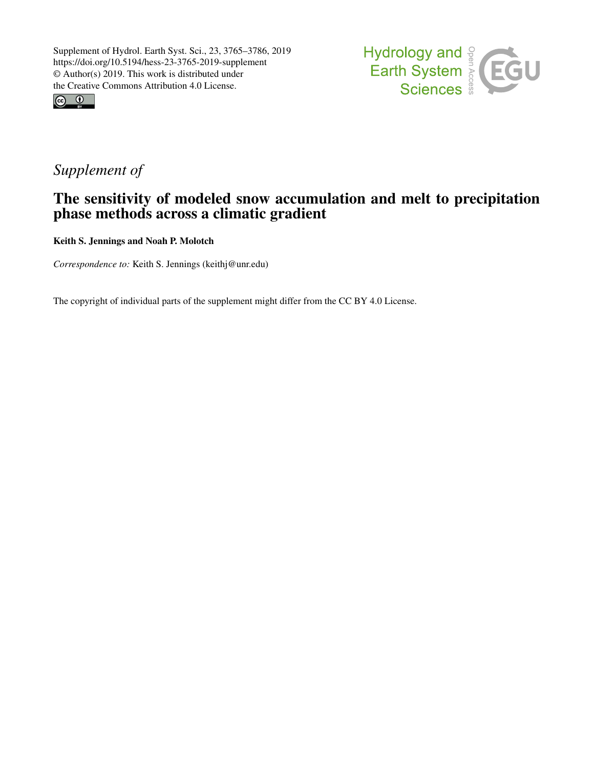Supplement of Hydrol. Earth Syst. Sci., 23, 3765–3786, 2019
https://doi.org/10.5194/hess-23-3765-2019-supplement
© Author(s) 2019. This work is distributed under
the Creative Commons Attribution 4.0 License.

*Supplement of*

# The sensitivity of modeled snow accumulation and melt to precipitation phase methods across a climatic gradient

**Keith S. Jennings and Noah P. Molotch**

*Correspondence to:* Keith S. Jennings (keithj@unr.edu)

The copyright of individual parts of the supplement might differ from the CC BY 4.0 License.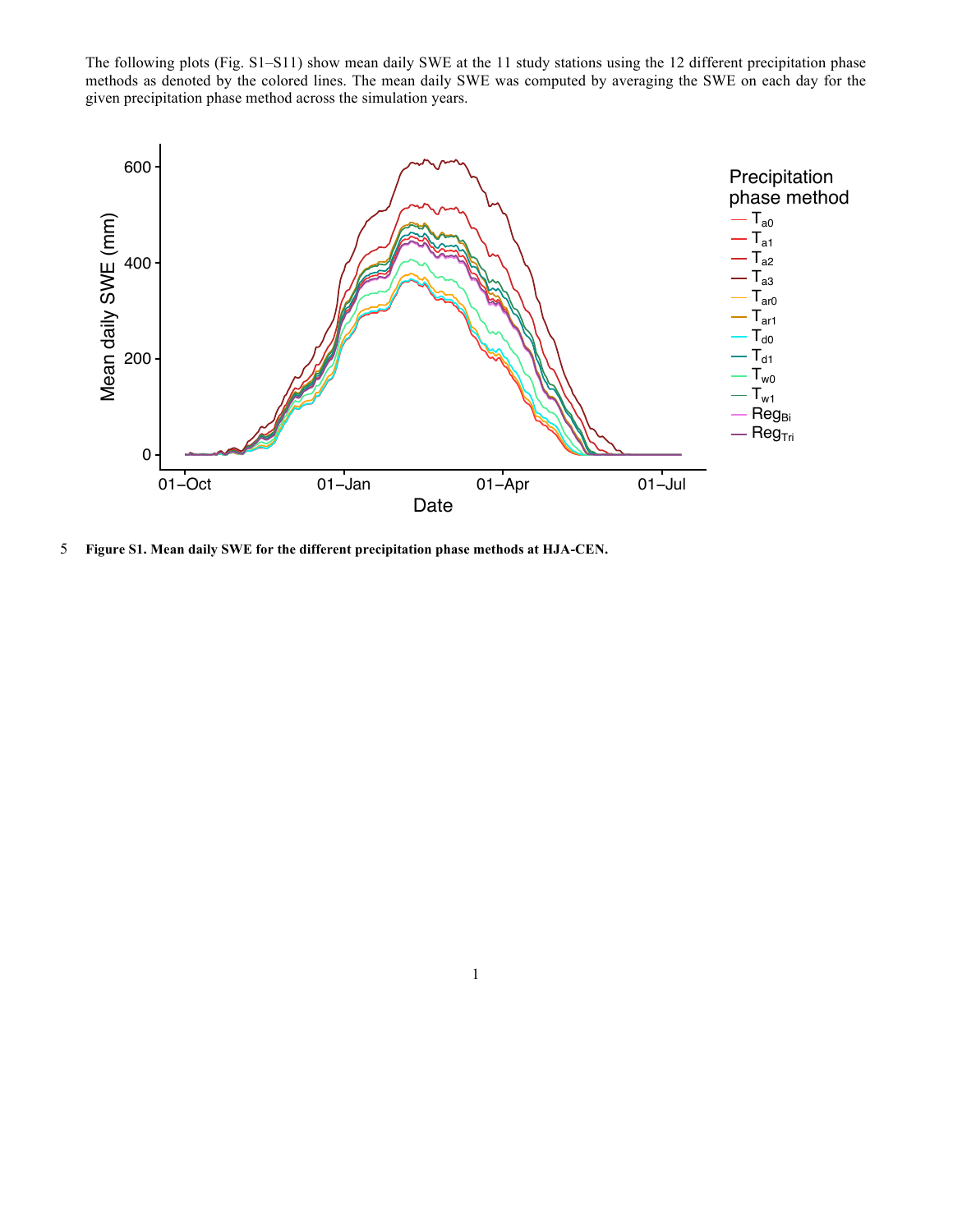The following plots (Fig. S1–S11) show mean daily SWE at the 11 study stations using the 12 different precipitation phase methods as denoted by the colored lines. The mean daily SWE was computed by averaging the SWE on each day for the given precipitation phase method across the simulation years.

**Figure S1. Mean daily SWE for the different precipitation phase methods at HJA-CEN.**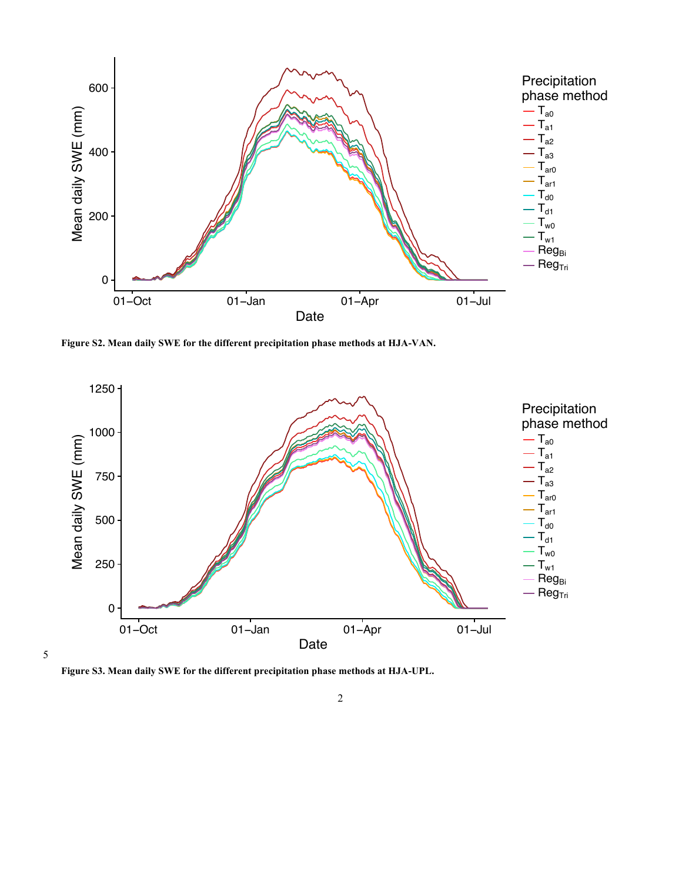**Figure S2. Mean daily SWE for the different precipitation phase methods at HJA-VAN.**

**Figure S3. Mean daily SWE for the different precipitation phase methods at HJA-UPL.**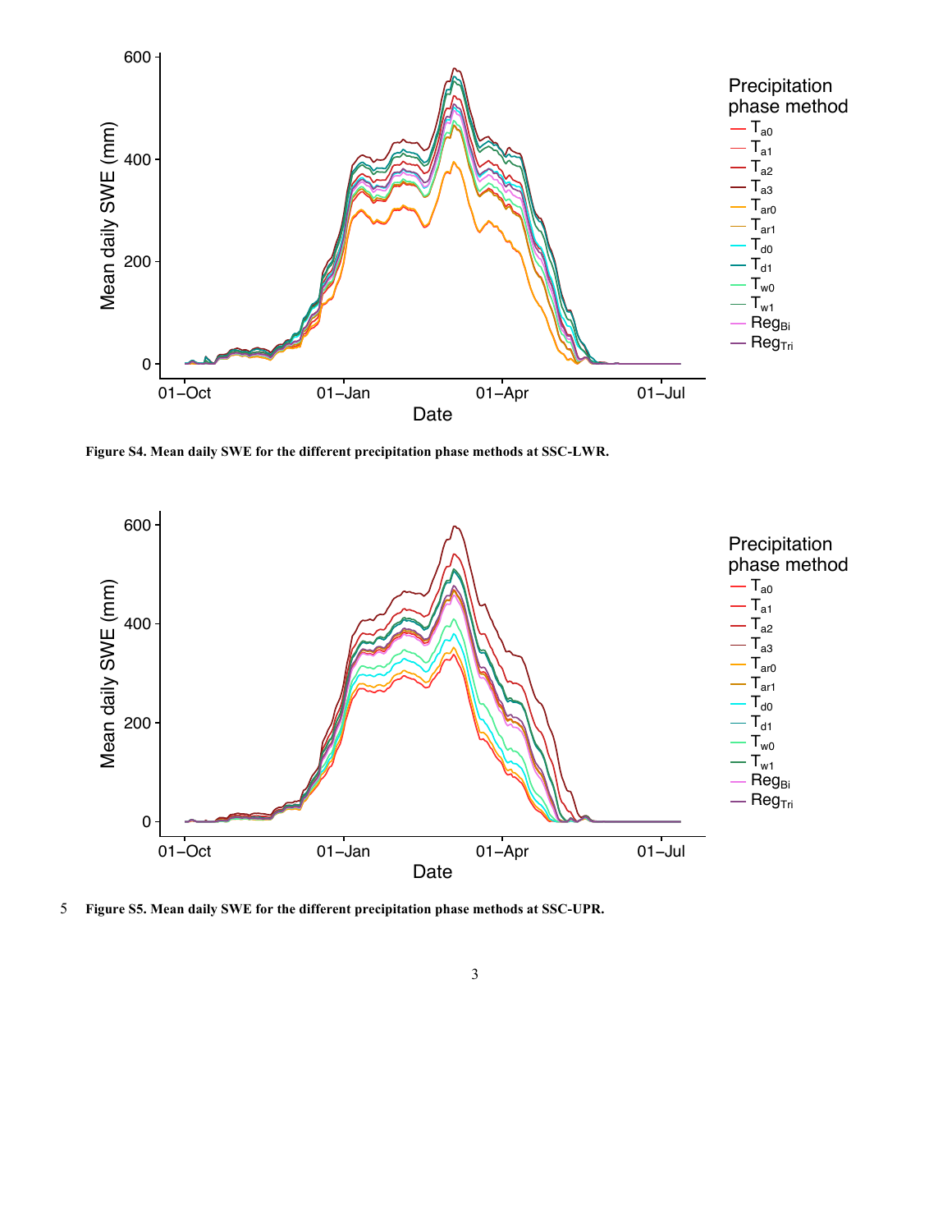Figure S4. Mean daily SWE for the different precipitation phase methods at SSC-LWR.

Figure S5. Mean daily SWE for the different precipitation phase methods at SSC-UPR.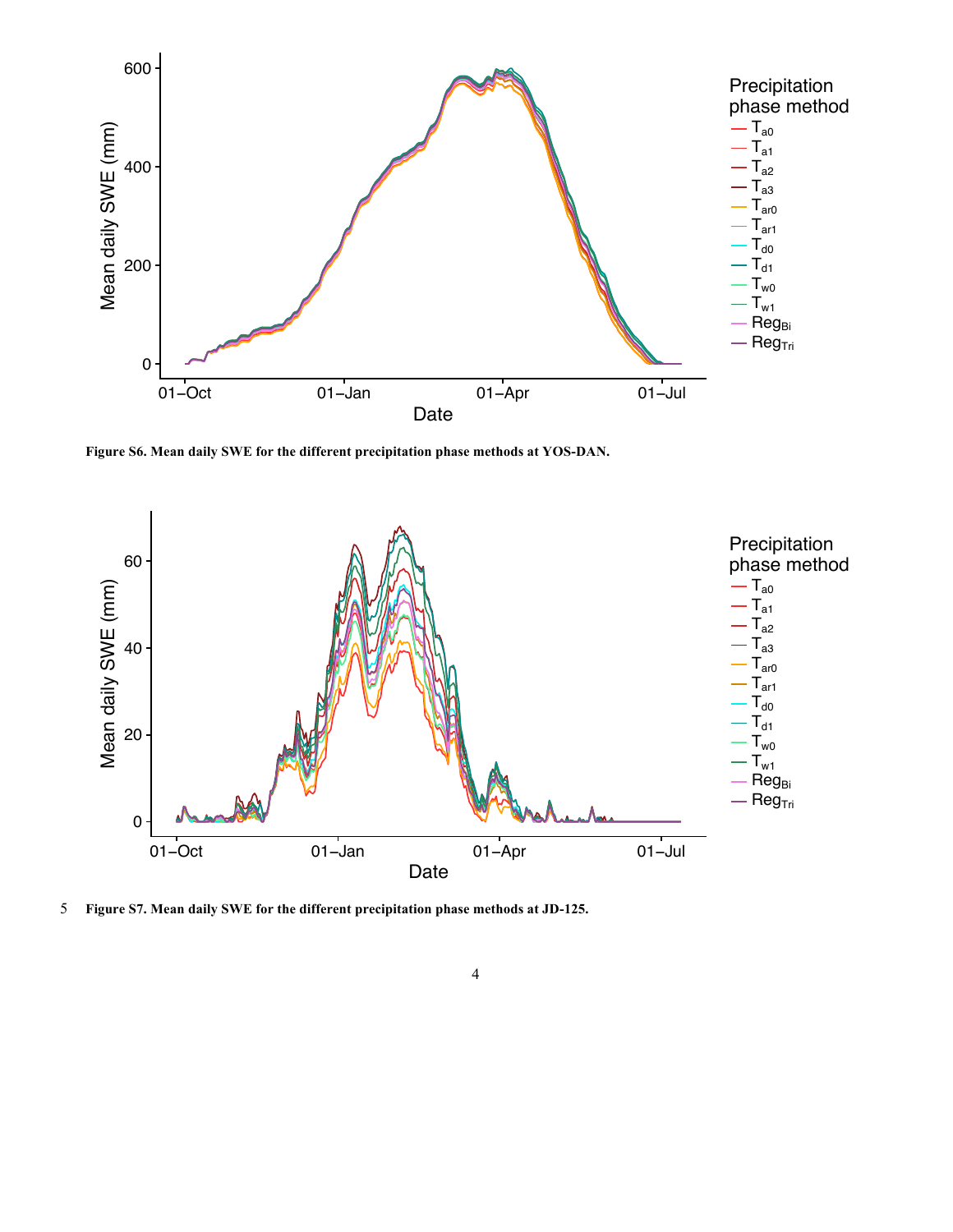**Figure S6. Mean daily SWE for the different precipitation phase methods at YOS-DAN.**

**Figure S7. Mean daily SWE for the different precipitation phase methods at JD-125.**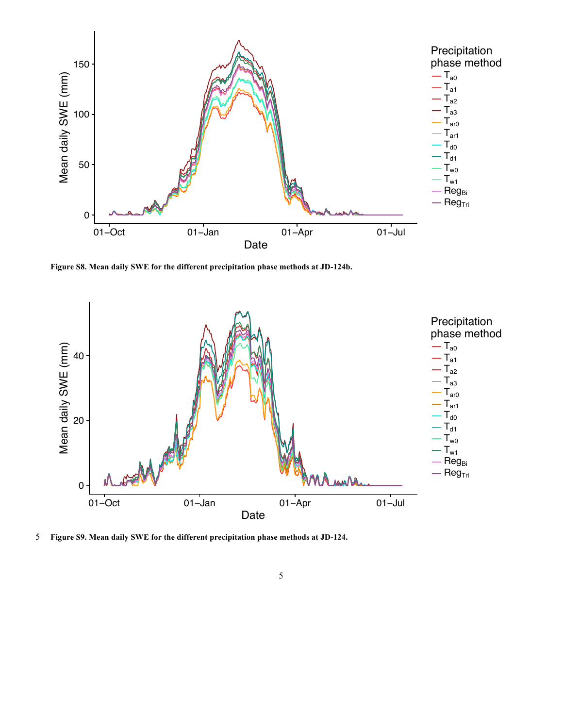**Figure S8. Mean daily SWE for the different precipitation phase methods at JD-124b.**

**Figure S9. Mean daily SWE for the different precipitation phase methods at JD-124.**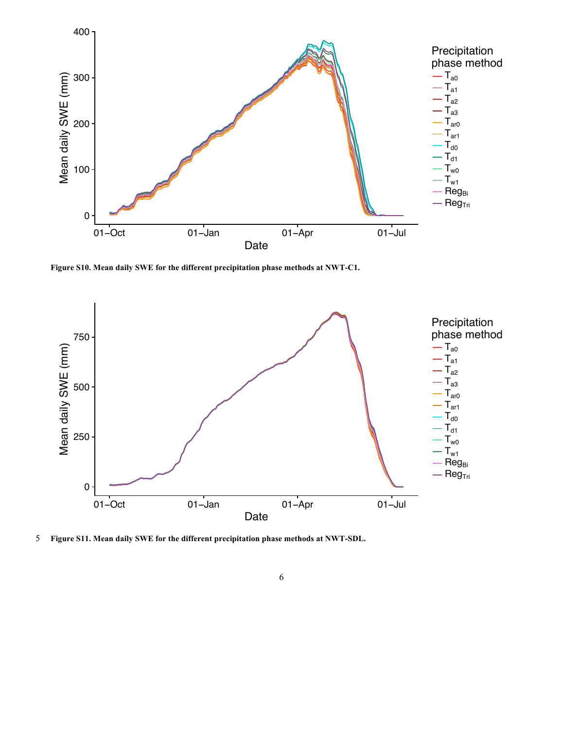Figure S10. Mean daily SWE for the different precipitation phase methods at NWT-C1.

Figure S11. Mean daily SWE for the different precipitation phase methods at NWT-SDL.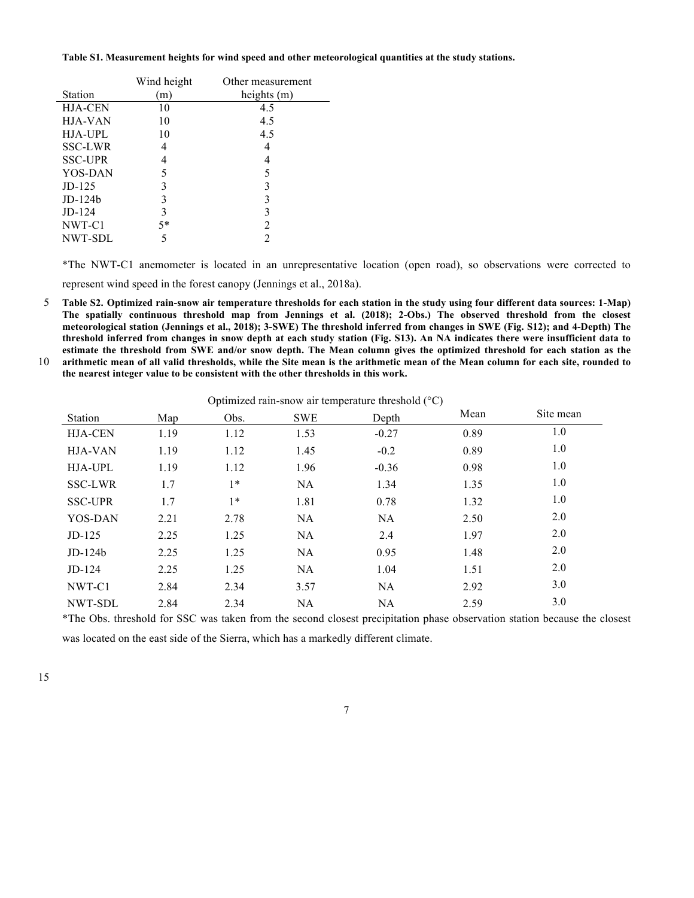**Table S1. Measurement heights for wind speed and other meteorological quantities at the study stations.**

| Station | Wind height (m) | Other measurement heights (m) |
|---|---|---|
| HJA-CEN | 10 | 4.5 |
| HJA-VAN | 10 | 4.5 |
| HJA-UPL | 10 | 4.5 |
| SSC-LWR | 4 | 4 |
| SSC-UPR | 4 | 4 |
| YOS-DAN | 5 | 5 |
| JD-125 | 3 | 3 |
| JD-124b | 3 | 3 |
| JD-124 | 3 | 3 |
| NWT-C1 | 5* | 2 |
| NWT-SDL | 5 | 2 |

*The NWT-C1 anemometer is located in an unrepresentative location (open road), so observations were corrected to represent wind speed in the forest canopy (Jennings et al., 2018a).

**Table S2. Optimized rain-snow air temperature thresholds for each station in the study using four different data sources: 1-Map) The spatially continuous threshold map from Jennings et al. (2018); 2-Obs.) The observed threshold from the closest meteorological station (Jennings et al., 2018); 3-SWE) The threshold inferred from changes in SWE (Fig. S12); and 4-Depth) The threshold inferred from changes in snow depth at each study station (Fig. S13). An NA indicates there were insufficient data to estimate the threshold from SWE and/or snow depth. The Mean column gives the optimized threshold for each station as the arithmetic mean of all valid thresholds, while the Site mean is the arithmetic mean of the Mean column for each site, rounded to the nearest integer value to be consistent with the other thresholds in this work.**

| | Optimized rain-snow air temperature threshold (°C) | | | | | |
|---|---|---|---|---|---|---|
| Station | Map | Obs. | SWE | Depth | Mean | Site mean |
| HJA-CEN | 1.19 | 1.12 | 1.53 | -0.27 | 0.89 | 1.0 |
| HJA-VAN | 1.19 | 1.12 | 1.45 | -0.2 | 0.89 | 1.0 |
| HJA-UPL | 1.19 | 1.12 | 1.96 | -0.36 | 0.98 | 1.0 |
| SSC-LWR | 1.7 | 1* | NA | 1.34 | 1.35 | 1.0 |
| SSC-UPR | 1.7 | 1* | 1.81 | 0.78 | 1.32 | 1.0 |
| YOS-DAN | 2.21 | 2.78 | NA | NA | 2.50 | 2.0 |
| JD-125 | 2.25 | 1.25 | NA | 2.4 | 1.97 | 2.0 |
| JD-124b | 2.25 | 1.25 | NA | 0.95 | 1.48 | 2.0 |
| JD-124 | 2.25 | 1.25 | NA | 1.04 | 1.51 | 2.0 |
| NWT-C1 | 2.84 | 2.34 | 3.57 | NA | 2.92 | 3.0 |
| NWT-SDL | 2.84 | 2.34 | NA | NA | 2.59 | 3.0 |

*The Obs. threshold for SSC was taken from the second closest precipitation phase observation station because the closest was located on the east side of the Sierra, which has a markedly different climate.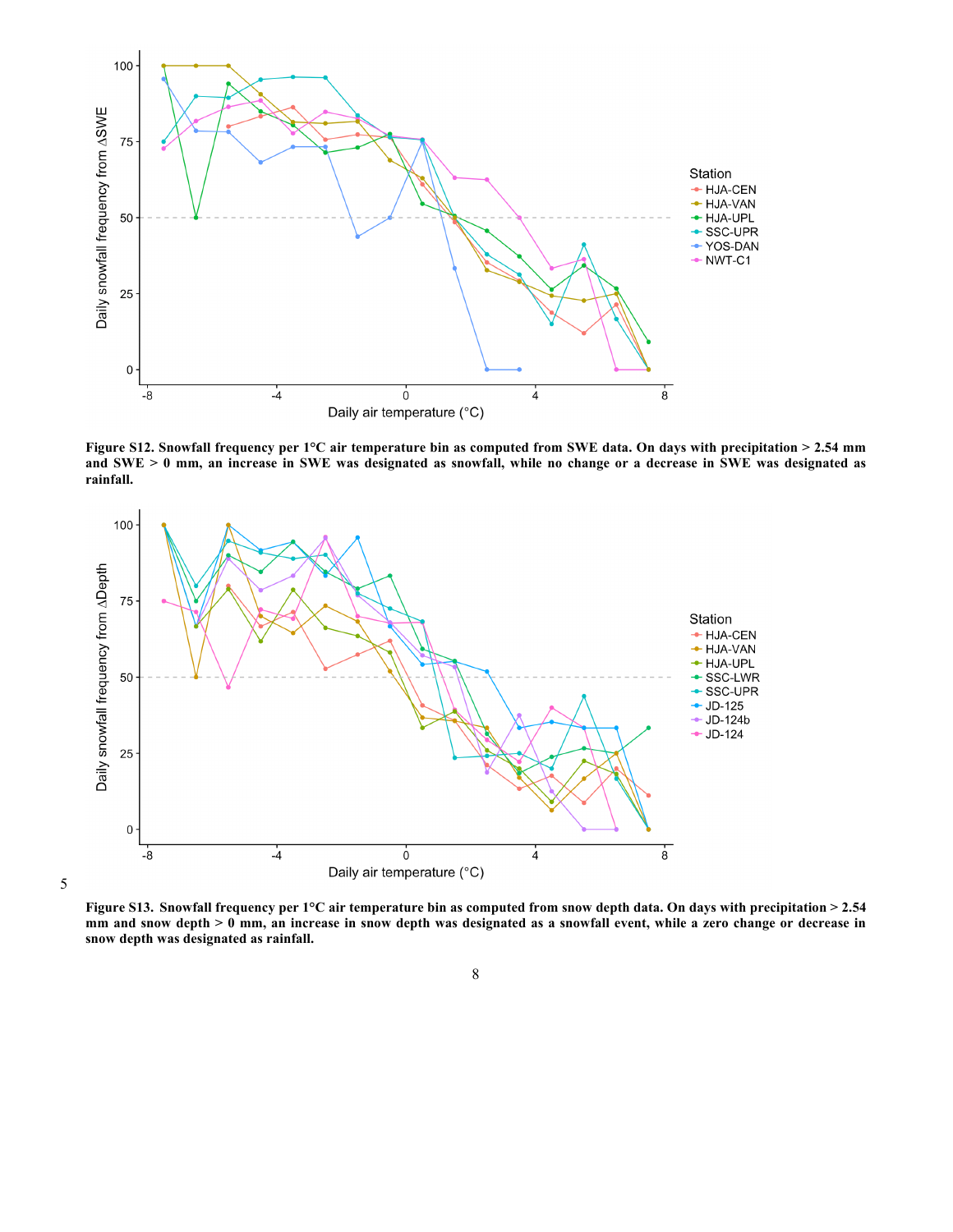Daily snowfall frequency from ΔSWE

100

75

50

25

0

-8

-4

0

4

8

Daily air temperature (°C)

Station
- HJA-CEN
- HJA-VAN
- HJA-UPL
- SSC-UPR
- YOS-DAN
- NWT-C1

**Figure S12. Snowfall frequency per 1°C air temperature bin as computed from SWE data. On days with precipitation > 2.54 mm and SWE > 0 mm, an increase in SWE was designated as snowfall, while no change or a decrease in SWE was designated as rainfall.**

Daily snowfall frequency from ΔDepth

100

75

50

25

0

-8

-4

0

4

8

Daily air temperature (°C)

Station
- HJA-CEN
- HJA-VAN
- HJA-UPL
- SSC-LWR
- SSC-UPR
- JD-125
- JD-124b
- JD-124

**Figure S13. Snowfall frequency per 1°C air temperature bin as computed from snow depth data. On days with precipitation > 2.54 mm and snow depth > 0 mm, an increase in snow depth was designated as a snowfall event, while a zero change or decrease in snow depth was designated as rainfall.**